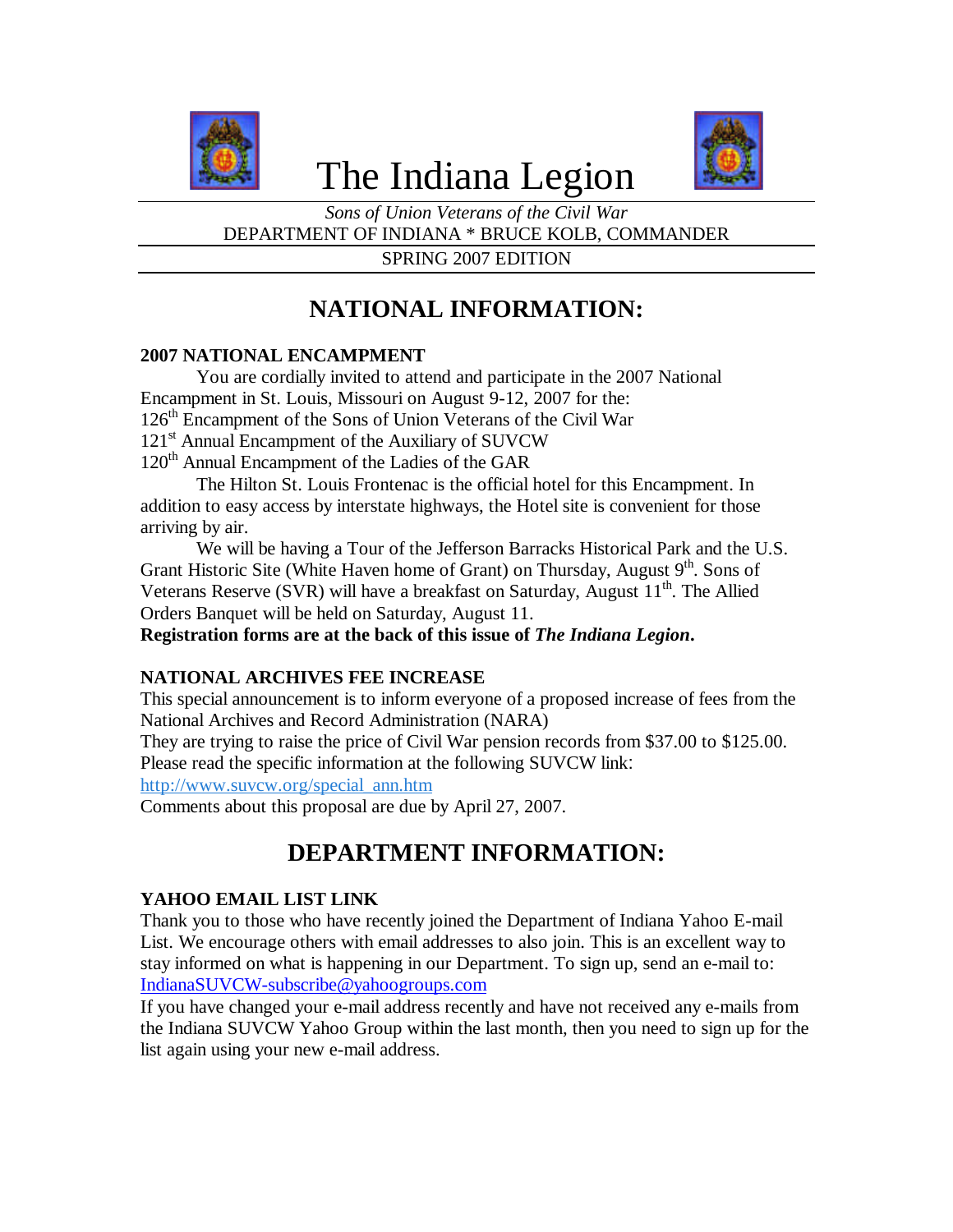# The Indiana Legion

*Sons of Union Veterans of the Civil War*
DEPARTMENT OF INDIANA * BRUCE KOLB, COMMANDER
SPRING 2007 EDITION

## NATIONAL INFORMATION:

### 2007 NATIONAL ENCAMPMENT

You are cordially invited to attend and participate in the 2007 National Encampment in St. Louis, Missouri on August 9-12, 2007 for the:
126th Encampment of the Sons of Union Veterans of the Civil War
121st Annual Encampment of the Auxiliary of SUVCW
120th Annual Encampment of the Ladies of the GAR

The Hilton St. Louis Frontenac is the official hotel for this Encampment. In addition to easy access by interstate highways, the Hotel site is convenient for those arriving by air.

We will be having a Tour of the Jefferson Barracks Historical Park and the U.S. Grant Historic Site (White Haven home of Grant) on Thursday, August 9th. Sons of Veterans Reserve (SVR) will have a breakfast on Saturday, August 11th. The Allied Orders Banquet will be held on Saturday, August 11.

**Registration forms are at the back of this issue of *The Indiana Legion*.**

### NATIONAL ARCHIVES FEE INCREASE

This special announcement is to inform everyone of a proposed increase of fees from the National Archives and Record Administration (NARA)
They are trying to raise the price of Civil War pension records from $37.00 to $125.00. Please read the specific information at the following SUVCW link:
http://www.suvcw.org/special_ann.htm
Comments about this proposal are due by April 27, 2007.

## DEPARTMENT INFORMATION:

### YAHOO EMAIL LIST LINK

Thank you to those who have recently joined the Department of Indiana Yahoo E-mail List. We encourage others with email addresses to also join. This is an excellent way to stay informed on what is happening in our Department. To sign up, send an e-mail to:
IndianaSUVCW-subscribe@yahoogroups.com
If you have changed your e-mail address recently and have not received any e-mails from the Indiana SUVCW Yahoo Group within the last month, then you need to sign up for the list again using your new e-mail address.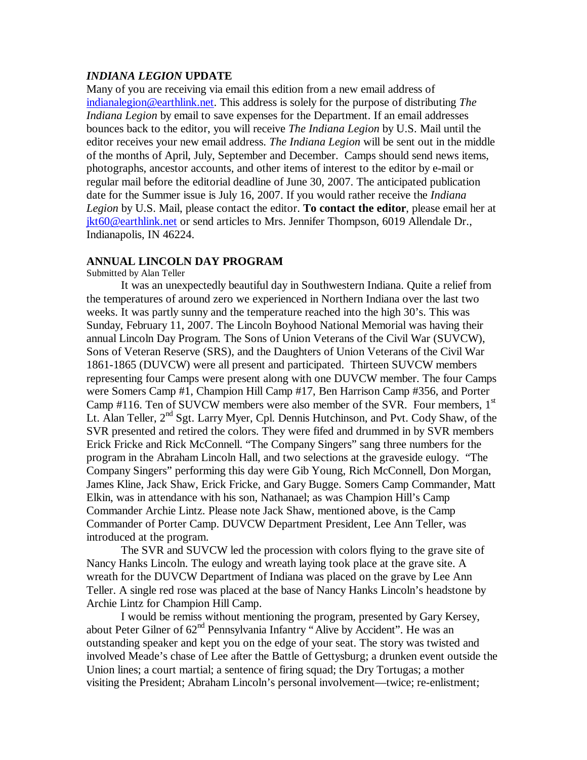### *INDIANA LEGION* UPDATE

Many of you are receiving via email this edition from a new email address of indianalegion@earthlink.net. This address is solely for the purpose of distributing *The Indiana Legion* by email to save expenses for the Department. If an email addresses bounces back to the editor, you will receive *The Indiana Legion* by U.S. Mail until the editor receives your new email address. *The Indiana Legion* will be sent out in the middle of the months of April, July, September and December. Camps should send news items, photographs, ancestor accounts, and other items of interest to the editor by e-mail or regular mail before the editorial deadline of June 30, 2007. The anticipated publication date for the Summer issue is July 16, 2007. If you would rather receive the *Indiana Legion* by U.S. Mail, please contact the editor. **To contact the editor**, please email her at jkt60@earthlink.net or send articles to Mrs. Jennifer Thompson, 6019 Allendale Dr., Indianapolis, IN 46224.

### ANNUAL LINCOLN DAY PROGRAM

Submitted by Alan Teller

It was an unexpectedly beautiful day in Southwestern Indiana. Quite a relief from the temperatures of around zero we experienced in Northern Indiana over the last two weeks. It was partly sunny and the temperature reached into the high 30's. This was Sunday, February 11, 2007. The Lincoln Boyhood National Memorial was having their annual Lincoln Day Program. The Sons of Union Veterans of the Civil War (SUVCW), Sons of Veteran Reserve (SRS), and the Daughters of Union Veterans of the Civil War 1861-1865 (DUVCW) were all present and participated. Thirteen SUVCW members representing four Camps were present along with one DUVCW member. The four Camps were Somers Camp #1, Champion Hill Camp #17, Ben Harrison Camp #356, and Porter Camp #116. Ten of SUVCW members were also member of the SVR. Four members, 1st Lt. Alan Teller, 2nd Sgt. Larry Myer, Cpl. Dennis Hutchinson, and Pvt. Cody Shaw, of the SVR presented and retired the colors. They were fifed and drummed in by SVR members Erick Fricke and Rick McConnell. "The Company Singers" sang three numbers for the program in the Abraham Lincoln Hall, and two selections at the graveside eulogy. "The Company Singers" performing this day were Gib Young, Rich McConnell, Don Morgan, James Kline, Jack Shaw, Erick Fricke, and Gary Bugge. Somers Camp Commander, Matt Elkin, was in attendance with his son, Nathanael; as was Champion Hill's Camp Commander Archie Lintz. Please note Jack Shaw, mentioned above, is the Camp Commander of Porter Camp. DUVCW Department President, Lee Ann Teller, was introduced at the program.

The SVR and SUVCW led the procession with colors flying to the grave site of Nancy Hanks Lincoln. The eulogy and wreath laying took place at the grave site. A wreath for the DUVCW Department of Indiana was placed on the grave by Lee Ann Teller. A single red rose was placed at the base of Nancy Hanks Lincoln's headstone by Archie Lintz for Champion Hill Camp.

I would be remiss without mentioning the program, presented by Gary Kersey, about Peter Gilner of 62nd Pennsylvania Infantry "Alive by Accident". He was an outstanding speaker and kept you on the edge of your seat. The story was twisted and involved Meade's chase of Lee after the Battle of Gettysburg; a drunken event outside the Union lines; a court martial; a sentence of firing squad; the Dry Tortugas; a mother visiting the President; Abraham Lincoln's personal involvement—twice; re-enlistment;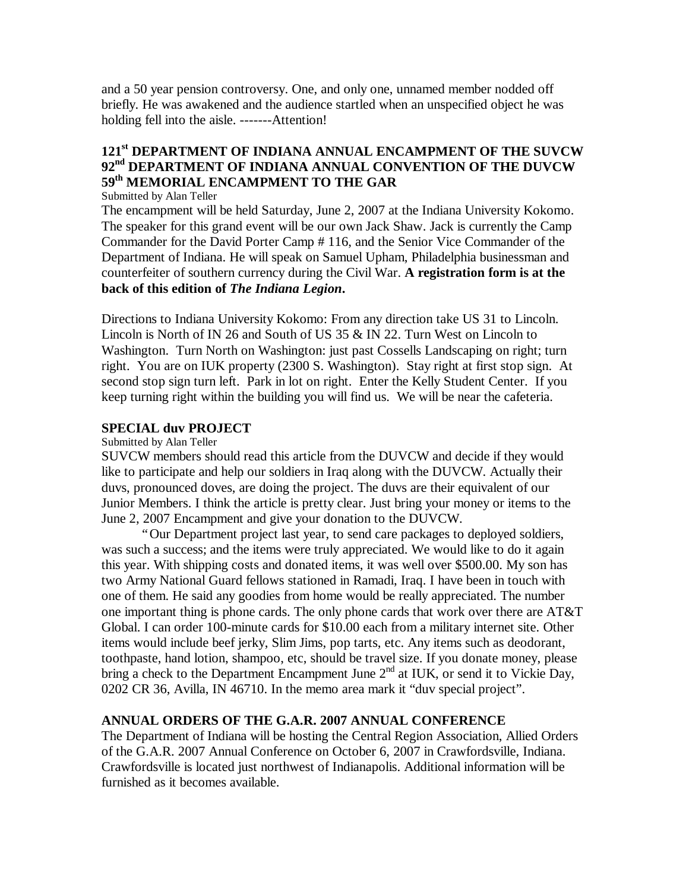and a 50 year pension controversy. One, and only one, unnamed member nodded off briefly. He was awakened and the audience startled when an unspecified object he was holding fell into the aisle. -------Attention!

## 121st DEPARTMENT OF INDIANA ANNUAL ENCAMPMENT OF THE SUVCW 92nd DEPARTMENT OF INDIANA ANNUAL CONVENTION OF THE DUVCW 59th MEMORIAL ENCAMPMENT TO THE GAR

Submitted by Alan Teller

The encampment will be held Saturday, June 2, 2007 at the Indiana University Kokomo. The speaker for this grand event will be our own Jack Shaw. Jack is currently the Camp Commander for the David Porter Camp # 116, and the Senior Vice Commander of the Department of Indiana. He will speak on Samuel Upham, Philadelphia businessman and counterfeiter of southern currency during the Civil War. **A registration form is at the back of this edition of *The Indiana Legion*.**

Directions to Indiana University Kokomo: From any direction take US 31 to Lincoln. Lincoln is North of IN 26 and South of US 35 & IN 22. Turn West on Lincoln to Washington. Turn North on Washington: just past Cossells Landscaping on right; turn right. You are on IUK property (2300 S. Washington). Stay right at first stop sign. At second stop sign turn left. Park in lot on right. Enter the Kelly Student Center. If you keep turning right within the building you will find us. We will be near the cafeteria.

## SPECIAL duv PROJECT

Submitted by Alan Teller

SUVCW members should read this article from the DUVCW and decide if they would like to participate and help our soldiers in Iraq along with the DUVCW. Actually their duvs, pronounced doves, are doing the project. The duvs are their equivalent of our Junior Members. I think the article is pretty clear. Just bring your money or items to the June 2, 2007 Encampment and give your donation to the DUVCW.

"Our Department project last year, to send care packages to deployed soldiers, was such a success; and the items were truly appreciated. We would like to do it again this year. With shipping costs and donated items, it was well over $500.00. My son has two Army National Guard fellows stationed in Ramadi, Iraq. I have been in touch with one of them. He said any goodies from home would be really appreciated. The number one important thing is phone cards. The only phone cards that work over there are AT&T Global. I can order 100-minute cards for $10.00 each from a military internet site. Other items would include beef jerky, Slim Jims, pop tarts, etc. Any items such as deodorant, toothpaste, hand lotion, shampoo, etc, should be travel size. If you donate money, please bring a check to the Department Encampment June 2nd at IUK, or send it to Vickie Day, 0202 CR 36, Avilla, IN 46710. In the memo area mark it "duv special project".

## ANNUAL ORDERS OF THE G.A.R. 2007 ANNUAL CONFERENCE

The Department of Indiana will be hosting the Central Region Association, Allied Orders of the G.A.R. 2007 Annual Conference on October 6, 2007 in Crawfordsville, Indiana. Crawfordsville is located just northwest of Indianapolis. Additional information will be furnished as it becomes available.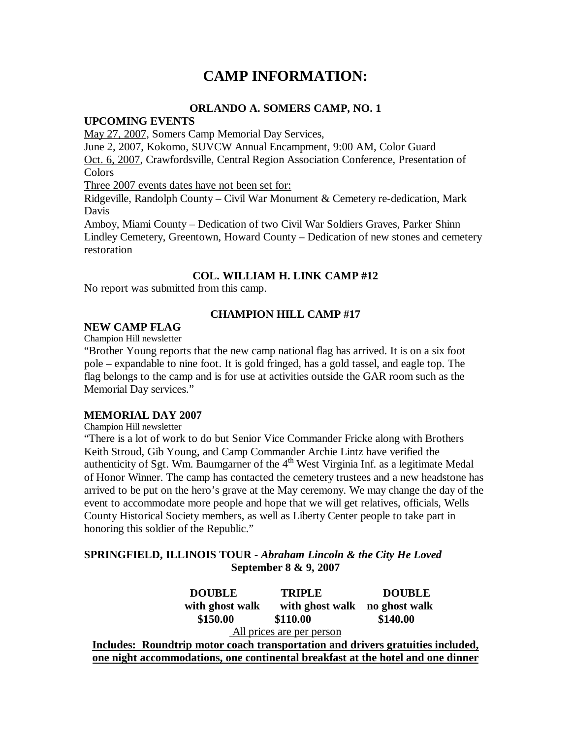# CAMP INFORMATION:

### ORLANDO A. SOMERS CAMP, NO. 1

**UPCOMING EVENTS**

May 27, 2007, Somers Camp Memorial Day Services,

June 2, 2007, Kokomo, SUVCW Annual Encampment, 9:00 AM, Color Guard

Oct. 6, 2007, Crawfordsville, Central Region Association Conference, Presentation of Colors

Three 2007 events dates have not been set for:

Ridgeville, Randolph County – Civil War Monument & Cemetery re-dedication, Mark Davis

Amboy, Miami County – Dedication of two Civil War Soldiers Graves, Parker Shinn

Lindley Cemetery, Greentown, Howard County – Dedication of new stones and cemetery restoration

### COL. WILLIAM H. LINK CAMP #12

No report was submitted from this camp.

### CHAMPION HILL CAMP #17

**NEW CAMP FLAG**

Champion Hill newsletter

"Brother Young reports that the new camp national flag has arrived. It is on a six foot pole – expandable to nine foot. It is gold fringed, has a gold tassel, and eagle top. The flag belongs to the camp and is for use at activities outside the GAR room such as the Memorial Day services."

**MEMORIAL DAY 2007**

Champion Hill newsletter

"There is a lot of work to do but Senior Vice Commander Fricke along with Brothers Keith Stroud, Gib Young, and Camp Commander Archie Lintz have verified the authenticity of Sgt. Wm. Baumgarner of the 4th West Virginia Inf. as a legitimate Medal of Honor Winner. The camp has contacted the cemetery trustees and a new headstone has arrived to be put on the hero's grave at the May ceremony. We may change the day of the event to accommodate more people and hope that we will get relatives, officials, Wells County Historical Society members, as well as Liberty Center people to take part in honoring this soldier of the Republic."

**SPRINGFIELD, ILLINOIS TOUR - *Abraham Lincoln & the City He Loved***
**September 8 & 9, 2007**

| DOUBLE with ghost walk | TRIPLE with ghost walk | DOUBLE no ghost walk |
|---|---|---|
| **$150.00** | **$110.00** | **$140.00** |

All prices are per person

**Includes: Roundtrip motor coach transportation and drivers gratuities included, one night accommodations, one continental breakfast at the hotel and one dinner**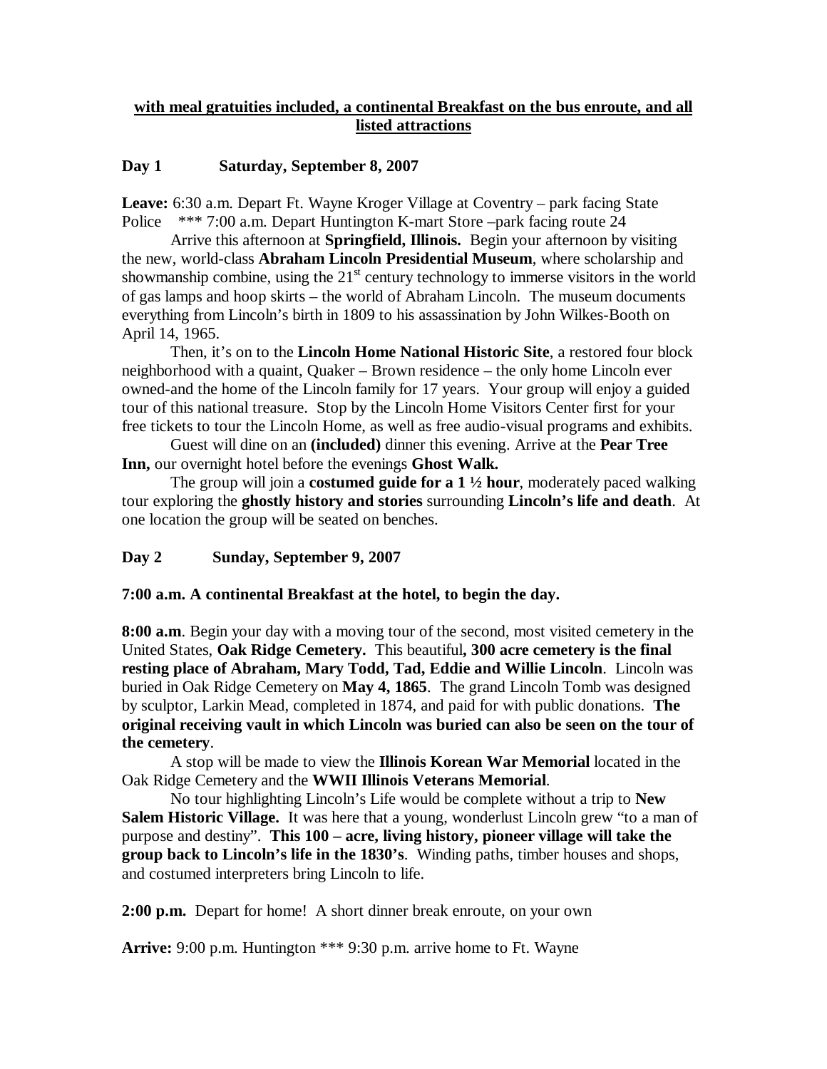**with meal gratuities included, a continental Breakfast on the bus enroute, and all listed attractions**

**Day 1 Saturday, September 8, 2007**

**Leave:** 6:30 a.m. Depart Ft. Wayne Kroger Village at Coventry – park facing State Police *** 7:00 a.m. Depart Huntington K-mart Store –park facing route 24

Arrive this afternoon at **Springfield, Illinois.** Begin your afternoon by visiting the new, world-class **Abraham Lincoln Presidential Museum**, where scholarship and showmanship combine, using the 21st century technology to immerse visitors in the world of gas lamps and hoop skirts – the world of Abraham Lincoln. The museum documents everything from Lincoln's birth in 1809 to his assassination by John Wilkes-Booth on April 14, 1965.

Then, it's on to the **Lincoln Home National Historic Site**, a restored four block neighborhood with a quaint, Quaker – Brown residence – the only home Lincoln ever owned-and the home of the Lincoln family for 17 years. Your group will enjoy a guided tour of this national treasure. Stop by the Lincoln Home Visitors Center first for your free tickets to tour the Lincoln Home, as well as free audio-visual programs and exhibits.

Guest will dine on an **(included)** dinner this evening. Arrive at the **Pear Tree Inn,** our overnight hotel before the evenings **Ghost Walk.**

The group will join a **costumed guide for a 1 ½ hour**, moderately paced walking tour exploring the **ghostly history and stories** surrounding **Lincoln's life and death**. At one location the group will be seated on benches.

**Day 2 Sunday, September 9, 2007**

**7:00 a.m. A continental Breakfast at the hotel, to begin the day.**

**8:00 a.m**. Begin your day with a moving tour of the second, most visited cemetery in the United States, **Oak Ridge Cemetery.** This beautiful**, 300 acre cemetery is the final resting place of Abraham, Mary Todd, Tad, Eddie and Willie Lincoln**. Lincoln was buried in Oak Ridge Cemetery on **May 4, 1865**. The grand Lincoln Tomb was designed by sculptor, Larkin Mead, completed in 1874, and paid for with public donations. **The original receiving vault in which Lincoln was buried can also be seen on the tour of the cemetery**.

A stop will be made to view the **Illinois Korean War Memorial** located in the Oak Ridge Cemetery and the **WWII Illinois Veterans Memorial**.

No tour highlighting Lincoln's Life would be complete without a trip to **New Salem Historic Village.** It was here that a young, wonderlust Lincoln grew "to a man of purpose and destiny". **This 100 – acre, living history, pioneer village will take the group back to Lincoln's life in the 1830's**. Winding paths, timber houses and shops, and costumed interpreters bring Lincoln to life.

**2:00 p.m.** Depart for home! A short dinner break enroute, on your own

**Arrive:** 9:00 p.m. Huntington *** 9:30 p.m. arrive home to Ft. Wayne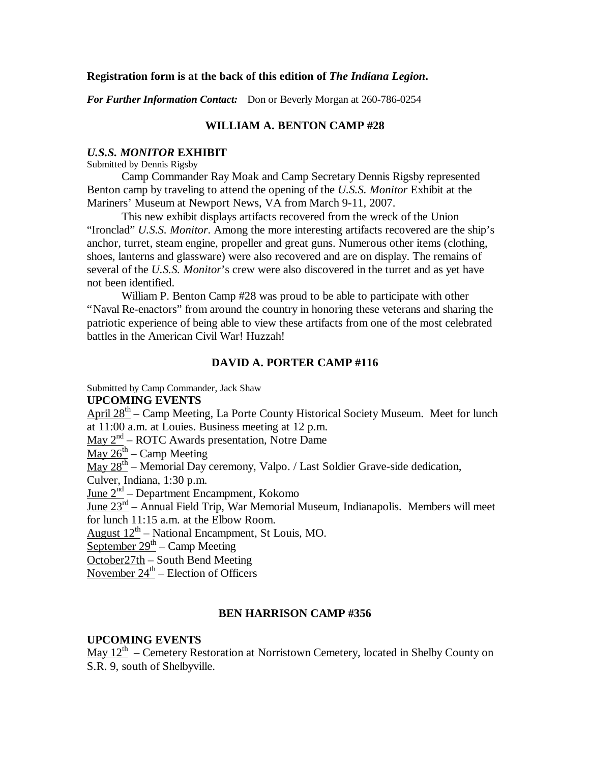**Registration form is at the back of this edition of *The Indiana Legion*.**

***For Further Information Contact:*** Don or Beverly Morgan at 260-786-0254

## WILLIAM A. BENTON CAMP #28

### *U.S.S. MONITOR* EXHIBIT

Submitted by Dennis Rigsby

Camp Commander Ray Moak and Camp Secretary Dennis Rigsby represented Benton camp by traveling to attend the opening of the *U.S.S. Monitor* Exhibit at the Mariners' Museum at Newport News, VA from March 9-11, 2007.

This new exhibit displays artifacts recovered from the wreck of the Union "Ironclad" *U.S.S. Monitor*. Among the more interesting artifacts recovered are the ship's anchor, turret, steam engine, propeller and great guns. Numerous other items (clothing, shoes, lanterns and glassware) were also recovered and are on display. The remains of several of the *U.S.S. Monitor*'s crew were also discovered in the turret and as yet have not been identified.

William P. Benton Camp #28 was proud to be able to participate with other "Naval Re-enactors" from around the country in honoring these veterans and sharing the patriotic experience of being able to view these artifacts from one of the most celebrated battles in the American Civil War! Huzzah!

## DAVID A. PORTER CAMP #116

Submitted by Camp Commander, Jack Shaw

### UPCOMING EVENTS

April 28th – Camp Meeting, La Porte County Historical Society Museum. Meet for lunch at 11:00 a.m. at Louies. Business meeting at 12 p.m.
May 2nd – ROTC Awards presentation, Notre Dame
May 26th – Camp Meeting
May 28th – Memorial Day ceremony, Valpo. / Last Soldier Grave-side dedication, Culver, Indiana, 1:30 p.m.
June 2nd – Department Encampment, Kokomo
June 23rd – Annual Field Trip, War Memorial Museum, Indianapolis. Members will meet for lunch 11:15 a.m. at the Elbow Room.
August 12th – National Encampment, St Louis, MO.
September 29th – Camp Meeting
October27th – South Bend Meeting
November 24th – Election of Officers

## BEN HARRISON CAMP #356

### UPCOMING EVENTS

May 12th – Cemetery Restoration at Norristown Cemetery, located in Shelby County on S.R. 9, south of Shelbyville.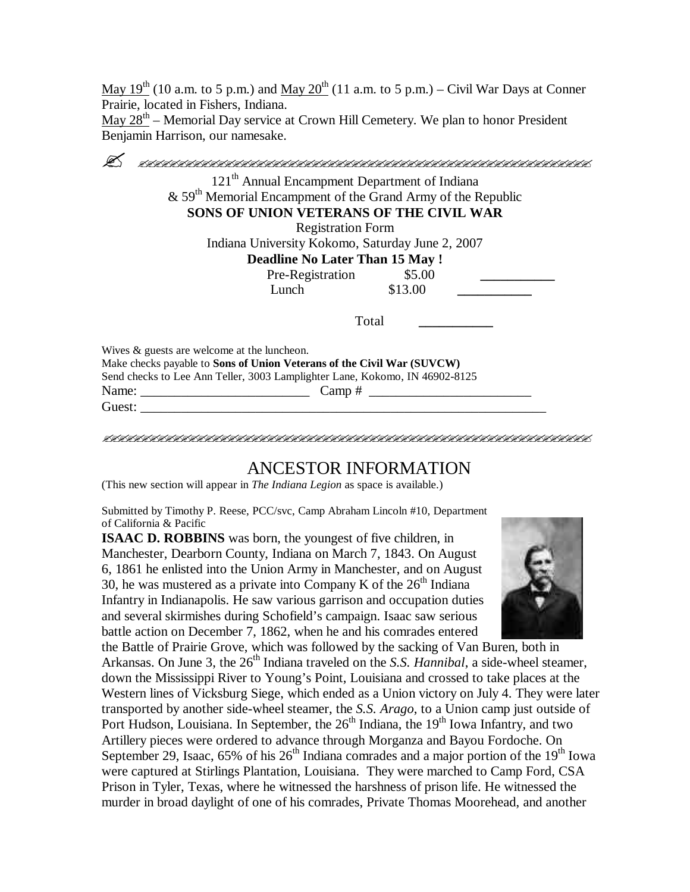May $19^{th}$ (10 a.m. to 5 p.m.) and May $20^{th}$ (11 a.m. to 5 p.m.) – Civil War Days at Conner Prairie, located in Fishers, Indiana.
May $28^{th}$ – Memorial Day service at Crown Hill Cemetery. We plan to honor President Benjamin Harrison, our namesake.

---

121st Annual Encampment Department of Indiana
& 59th Memorial Encampment of the Grand Army of the Republic
**SONS OF UNION VETERANS OF THE CIVIL WAR**
Registration Form
Indiana University Kokomo, Saturday June 2, 2007
**Deadline No Later Than 15 May !**

| | | |
|---|---|---|
| Pre-Registration | $5.00 | ___________ |
| Lunch | $13.00 | ___________ |
| Total | | ___________ |

Wives & guests are welcome at the luncheon.
Make checks payable to **Sons of Union Veterans of the Civil War (SUVCW)**
Send checks to Lee Ann Teller, 3003 Lamplighter Lane, Kokomo, IN 46902-8125
Name: _________________________ Camp # ________________________
Guest: ______________________________________________________________

---

# ANCESTOR INFORMATION

(This new section will appear in *The Indiana Legion* as space is available.)

Submitted by Timothy P. Reese, PCC/svc, Camp Abraham Lincoln #10, Department of California & Pacific

**ISAAC D. ROBBINS** was born, the youngest of five children, in Manchester, Dearborn County, Indiana on March 7, 1843. On August 6, 1861 he enlisted into the Union Army in Manchester, and on August 30, he was mustered as a private into Company K of the 26th Indiana Infantry in Indianapolis. He saw various garrison and occupation duties and several skirmishes during Schofield's campaign. Isaac saw serious battle action on December 7, 1862, when he and his comrades entered the Battle of Prairie Grove, which was followed by the sacking of Van Buren, both in Arkansas. On June 3, the 26th Indiana traveled on the *S.S. Hannibal*, a side-wheel steamer, down the Mississippi River to Young's Point, Louisiana and crossed to take places at the Western lines of Vicksburg Siege, which ended as a Union victory on July 4. They were later transported by another side-wheel steamer, the *S.S. Arago*, to a Union camp just outside of Port Hudson, Louisiana. In September, the 26th Indiana, the 19th Iowa Infantry, and two Artillery pieces were ordered to advance through Morganza and Bayou Fordoche. On September 29, Isaac, 65% of his 26th Indiana comrades and a major portion of the 19th Iowa were captured at Stirlings Plantation, Louisiana. They were marched to Camp Ford, CSA Prison in Tyler, Texas, where he witnessed the harshness of prison life. He witnessed the murder in broad daylight of one of his comrades, Private Thomas Moorehead, and another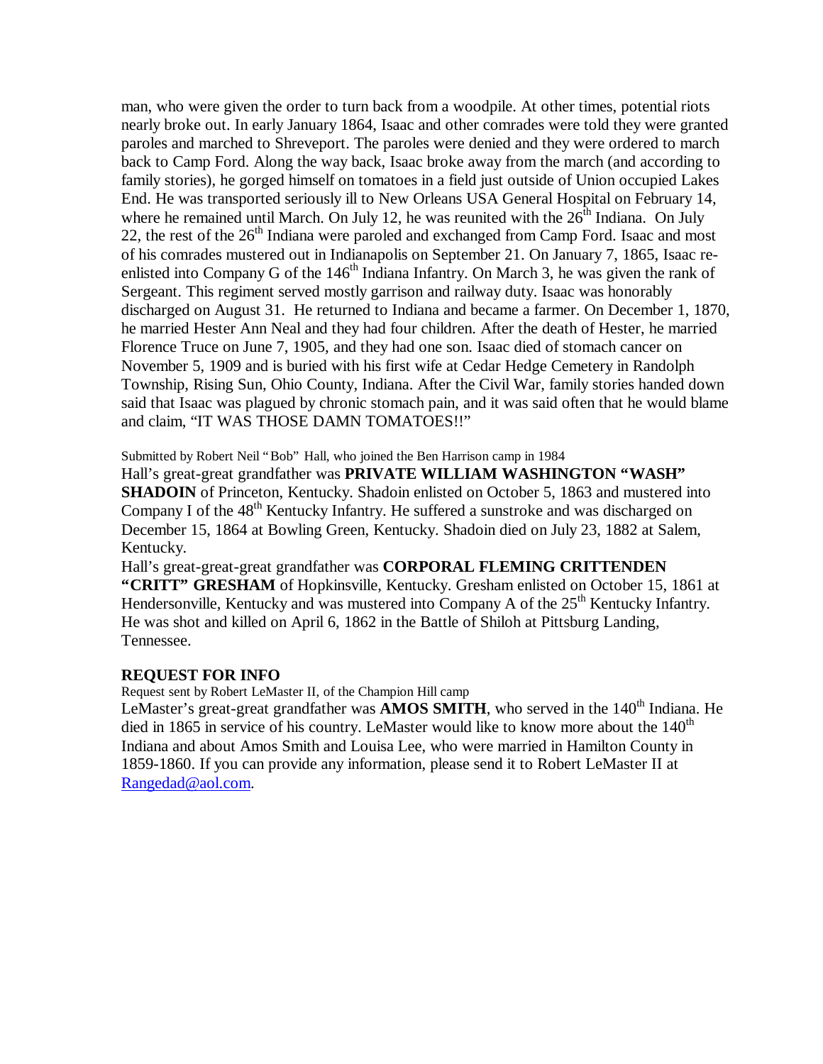man, who were given the order to turn back from a woodpile. At other times, potential riots nearly broke out. In early January 1864, Isaac and other comrades were told they were granted paroles and marched to Shreveport. The paroles were denied and they were ordered to march back to Camp Ford. Along the way back, Isaac broke away from the march (and according to family stories), he gorged himself on tomatoes in a field just outside of Union occupied Lakes End. He was transported seriously ill to New Orleans USA General Hospital on February 14, where he remained until March. On July 12, he was reunited with the 26th Indiana. On July 22, the rest of the 26th Indiana were paroled and exchanged from Camp Ford. Isaac and most of his comrades mustered out in Indianapolis on September 21. On January 7, 1865, Isaac re-enlisted into Company G of the 146th Indiana Infantry. On March 3, he was given the rank of Sergeant. This regiment served mostly garrison and railway duty. Isaac was honorably discharged on August 31. He returned to Indiana and became a farmer. On December 1, 1870, he married Hester Ann Neal and they had four children. After the death of Hester, he married Florence Truce on June 7, 1905, and they had one son. Isaac died of stomach cancer on November 5, 1909 and is buried with his first wife at Cedar Hedge Cemetery in Randolph Township, Rising Sun, Ohio County, Indiana. After the Civil War, family stories handed down said that Isaac was plagued by chronic stomach pain, and it was said often that he would blame and claim, "IT WAS THOSE DAMN TOMATOES!!"

Submitted by Robert Neil "Bob" Hall, who joined the Ben Harrison camp in 1984

Hall's great-great grandfather was **PRIVATE WILLIAM WASHINGTON "WASH" SHADOIN** of Princeton, Kentucky. Shadoin enlisted on October 5, 1863 and mustered into Company I of the 48th Kentucky Infantry. He suffered a sunstroke and was discharged on December 15, 1864 at Bowling Green, Kentucky. Shadoin died on July 23, 1882 at Salem, Kentucky.

Hall's great-great-great grandfather was **CORPORAL FLEMING CRITTENDEN "CRITT" GRESHAM** of Hopkinsville, Kentucky. Gresham enlisted on October 15, 1861 at Hendersonville, Kentucky and was mustered into Company A of the 25th Kentucky Infantry. He was shot and killed on April 6, 1862 in the Battle of Shiloh at Pittsburg Landing, Tennessee.

## REQUEST FOR INFO

Request sent by Robert LeMaster II, of the Champion Hill camp

LeMaster's great-great grandfather was **AMOS SMITH**, who served in the 140th Indiana. He died in 1865 in service of his country. LeMaster would like to know more about the 140th Indiana and about Amos Smith and Louisa Lee, who were married in Hamilton County in 1859-1860. If you can provide any information, please send it to Robert LeMaster II at Rangedad@aol.com.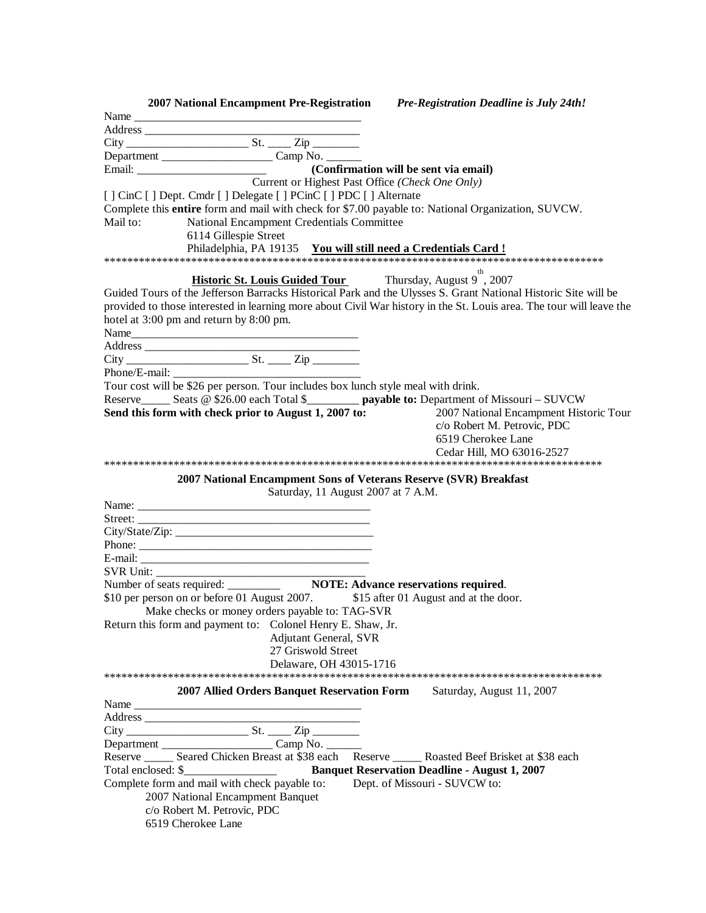**2007 National Encampment Pre-Registration** *Pre-Registration Deadline is July 24th!*

Name ________________________________________
Address ______________________________________
City _____________________ St. ____ Zip ________
Department ___________________ Camp No. ______
Email: _______________________ **(Confirmation will be sent via email)**

Current or Highest Past Office *(Check One Only)*

[ ] CinC [ ] Dept. Cmdr [ ] Delegate [ ] PCinC [ ] PDC [ ] Alternate

Complete this **entire** form and mail with check for $7.00 payable to: National Organization, SUVCW.

Mail to: National Encampment Credentials Committee
6114 Gillespie Street
Philadelphia, PA 19135 **You will still need a Credentials Card !**

****************************************************************************************

**Historic St. Louis Guided Tour** Thursday, August 9th, 2007

Guided Tours of the Jefferson Barracks Historical Park and the Ulysses S. Grant National Historic Site will be provided to those interested in learning more about Civil War history in the St. Louis area. The tour will leave the hotel at 3:00 pm and return by 8:00 pm.

Name________________________________________
Address ______________________________________
City _____________________ St. ____ Zip ________
Phone/E-mail: _________________________________

Tour cost will be $26 per person. Tour includes box lunch style meal with drink.

Reserve_____ Seats @ $26.00 each Total $_________ **payable to:** Department of Missouri – SUVCW

**Send this form with check prior to August 1, 2007 to:**
2007 National Encampment Historic Tour
c/o Robert M. Petrovic, PDC
6519 Cherokee Lane
Cedar Hill, MO 63016-2527

****************************************************************************************

**2007 National Encampment Sons of Veterans Reserve (SVR) Breakfast**

Saturday, 11 August 2007 at 7 A.M.

Name: _________________________________________
Street: _________________________________________
City/State/Zip: __________________________________
Phone: _________________________________________
E-mail: _________________________________________
SVR Unit: _______________________________________

Number of seats required: _________ **NOTE: Advance reservations required**.

$10 per person on or before 01 August 2007. $15 after 01 August and at the door.

Make checks or money orders payable to: TAG-SVR

Return this form and payment to: Colonel Henry E. Shaw, Jr.
Adjutant General, SVR
27 Griswold Street
Delaware, OH 43015-1716

****************************************************************************************

**2007 Allied Orders Banquet Reservation Form** Saturday, August 11, 2007

Name ________________________________________
Address ______________________________________
City _____________________ St. ____ Zip ________
Department ___________________ Camp No. ______

Reserve _____ Seared Chicken Breast at $38 each Reserve _____ Roasted Beef Brisket at $38 each

Total enclosed: $________________ **Banquet Reservation Deadline - August 1, 2007**

Complete form and mail with check payable to: Dept. of Missouri - SUVCW to:

2007 National Encampment Banquet
c/o Robert M. Petrovic, PDC
6519 Cherokee Lane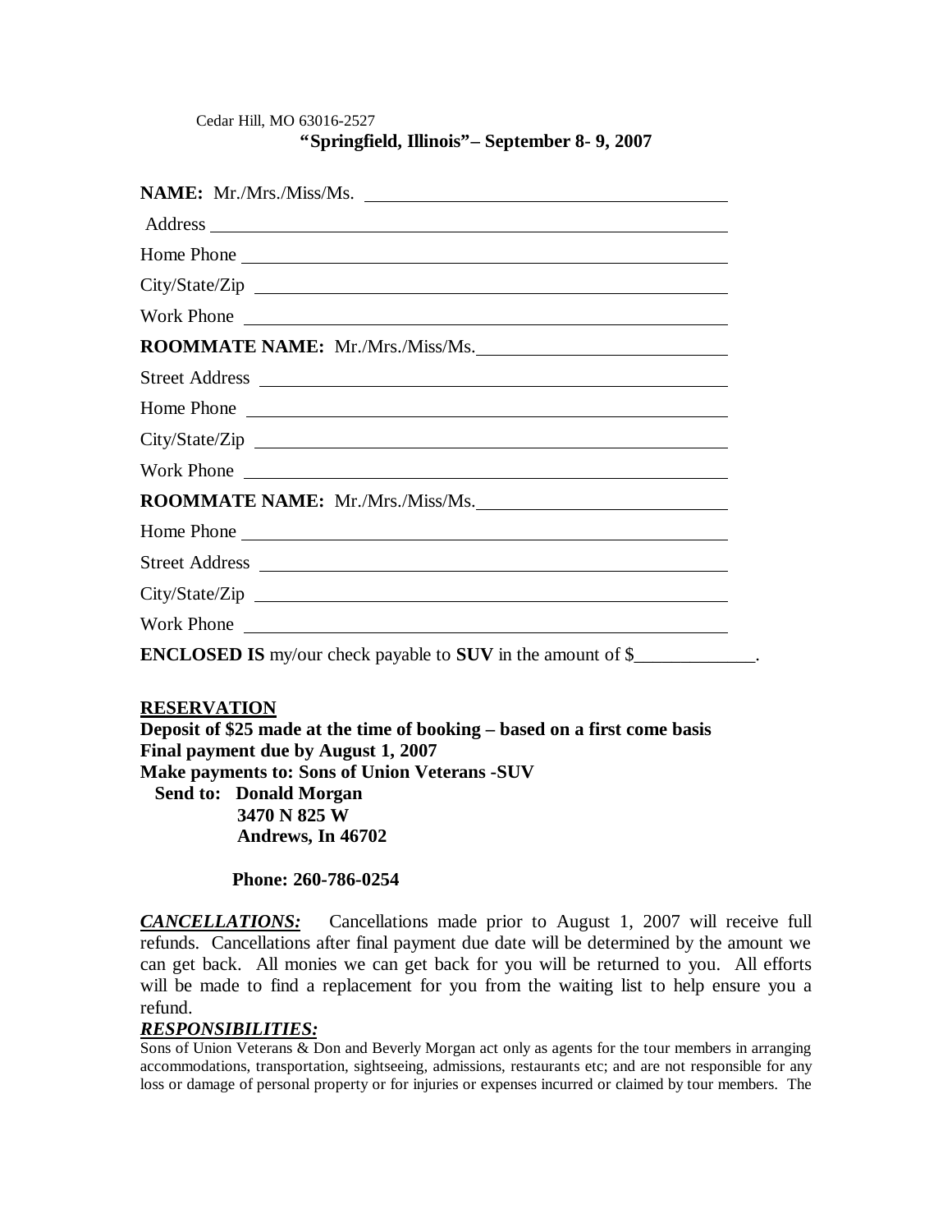Cedar Hill, MO 63016-2527

**"Springfield, Illinois"– September 8- 9, 2007**

**NAME:** Mr./Mrs./Miss/Ms. ________________________________________

Address ________________________________________

Home Phone ________________________________________

City/State/Zip ________________________________________

Work Phone ________________________________________

**ROOMMATE NAME:** Mr./Mrs./Miss/Ms.____________________________

Street Address ________________________________________

Home Phone ________________________________________

City/State/Zip ________________________________________

Work Phone ________________________________________

**ROOMMATE NAME:** Mr./Mrs./Miss/Ms.____________________________

Home Phone ________________________________________

Street Address ________________________________________

City/State/Zip ________________________________________

Work Phone ________________________________________

**ENCLOSED IS** my/our check payable to **SUV** in the amount of $_____________.

**RESERVATION**

**Deposit of $25 made at the time of booking – based on a first come basis**
**Final payment due by August 1, 2007**
**Make payments to: Sons of Union Veterans -SUV**
**Send to: Donald Morgan**
**3470 N 825 W**
**Andrews, In 46702**

**Phone: 260-786-0254**

***CANCELLATIONS:*** Cancellations made prior to August 1, 2007 will receive full refunds. Cancellations after final payment due date will be determined by the amount we can get back. All monies we can get back for you will be returned to you. All efforts will be made to find a replacement for you from the waiting list to help ensure you a refund.

***RESPONSIBILITIES:***

Sons of Union Veterans & Don and Beverly Morgan act only as agents for the tour members in arranging accommodations, transportation, sightseeing, admissions, restaurants etc; and are not responsible for any loss or damage of personal property or for injuries or expenses incurred or claimed by tour members. The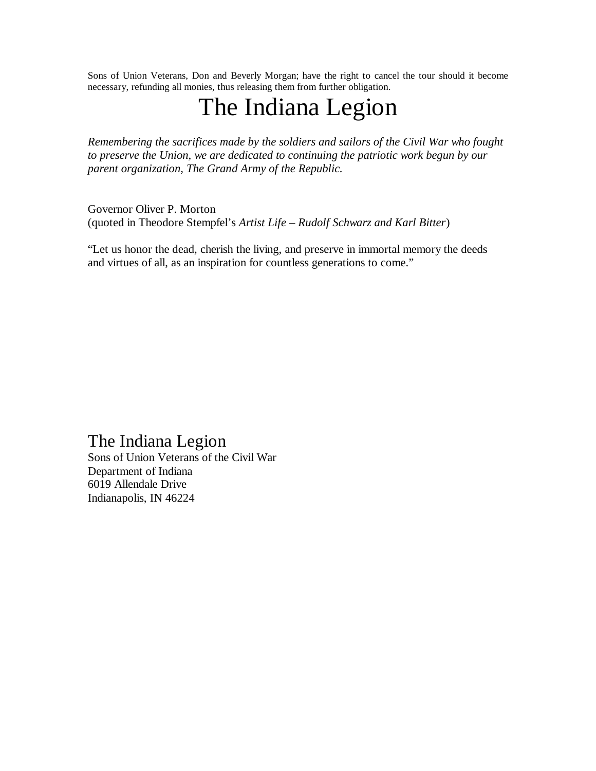Sons of Union Veterans, Don and Beverly Morgan; have the right to cancel the tour should it become necessary, refunding all monies, thus releasing them from further obligation.

# The Indiana Legion

*Remembering the sacrifices made by the soldiers and sailors of the Civil War who fought to preserve the Union, we are dedicated to continuing the patriotic work begun by our parent organization, The Grand Army of the Republic.*

Governor Oliver P. Morton
(quoted in Theodore Stempfel's *Artist Life – Rudolf Schwarz and Karl Bitter*)

"Let us honor the dead, cherish the living, and preserve in immortal memory the deeds and virtues of all, as an inspiration for countless generations to come."

## The Indiana Legion

Sons of Union Veterans of the Civil War
Department of Indiana
6019 Allendale Drive
Indianapolis, IN 46224